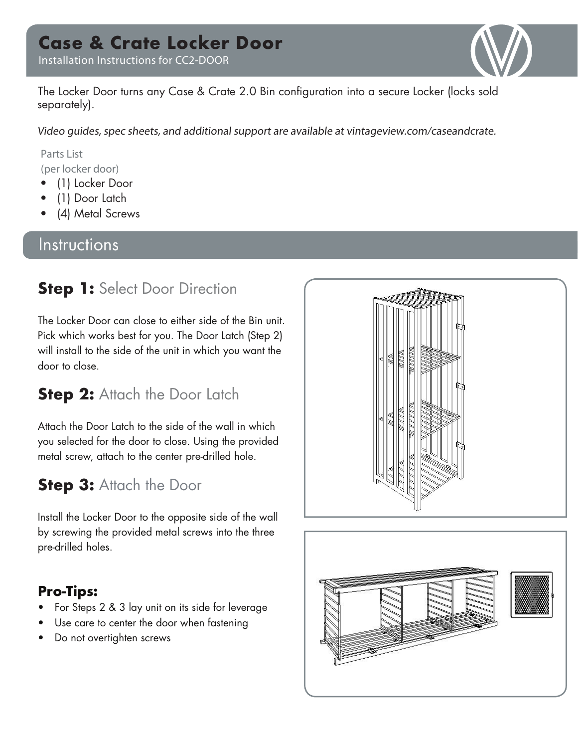# Case & Crate Locker Door

Installation Instructions for CC2-DOOR

The Locker Door turns any Case & Crate 2.0 Bin configuration into a secure Locker (locks sold separately).

*Video guides, spec sheets, and additional support are available at vintageview.com/caseandcrate.*

Parts List
(per locker door)

- (1) Locker Door
- (1) Door Latch
- (4) Metal Screws

## Instructions

### **Step 1:** Select Door Direction

The Locker Door can close to either side of the Bin unit. Pick which works best for you. The Door Latch (Step 2) will install to the side of the unit in which you want the door to close.

### **Step 2:** Attach the Door Latch

Attach the Door Latch to the side of the wall in which you selected for the door to close. Using the provided metal screw, attach to the center pre-drilled hole.

### **Step 3:** Attach the Door

Install the Locker Door to the opposite side of the wall by screwing the provided metal screws into the three pre-drilled holes.

### **Pro-Tips:**

- For Steps 2 & 3 lay unit on its side for leverage
- Use care to center the door when fastening
- Do not overtighten screws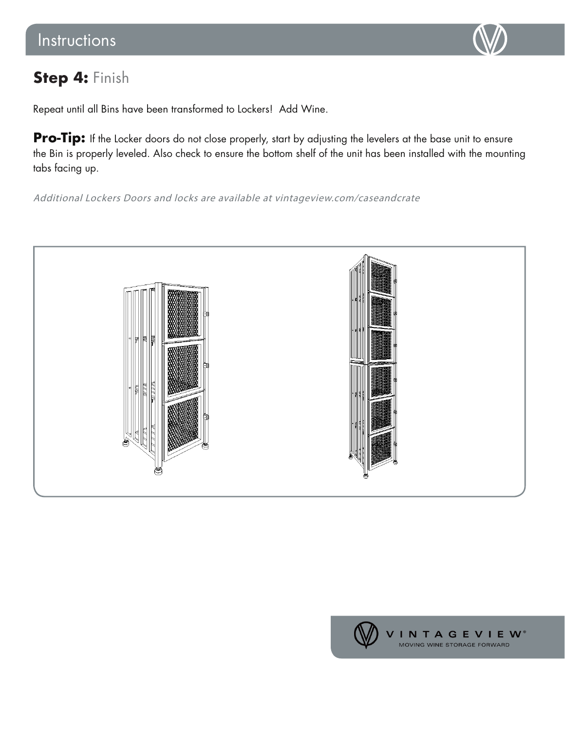## **Step 4:** Finish

Repeat until all Bins have been transformed to Lockers!  Add Wine.

**Pro-Tip:** If the Locker doors do not close properly, start by adjusting the levelers at the base unit to ensure the Bin is properly leveled. Also check to ensure the bottom shelf of the unit has been installed with the mounting tabs facing up.

*Additional Lockers Doors and locks are available at vintageview.com/caseandcrate*